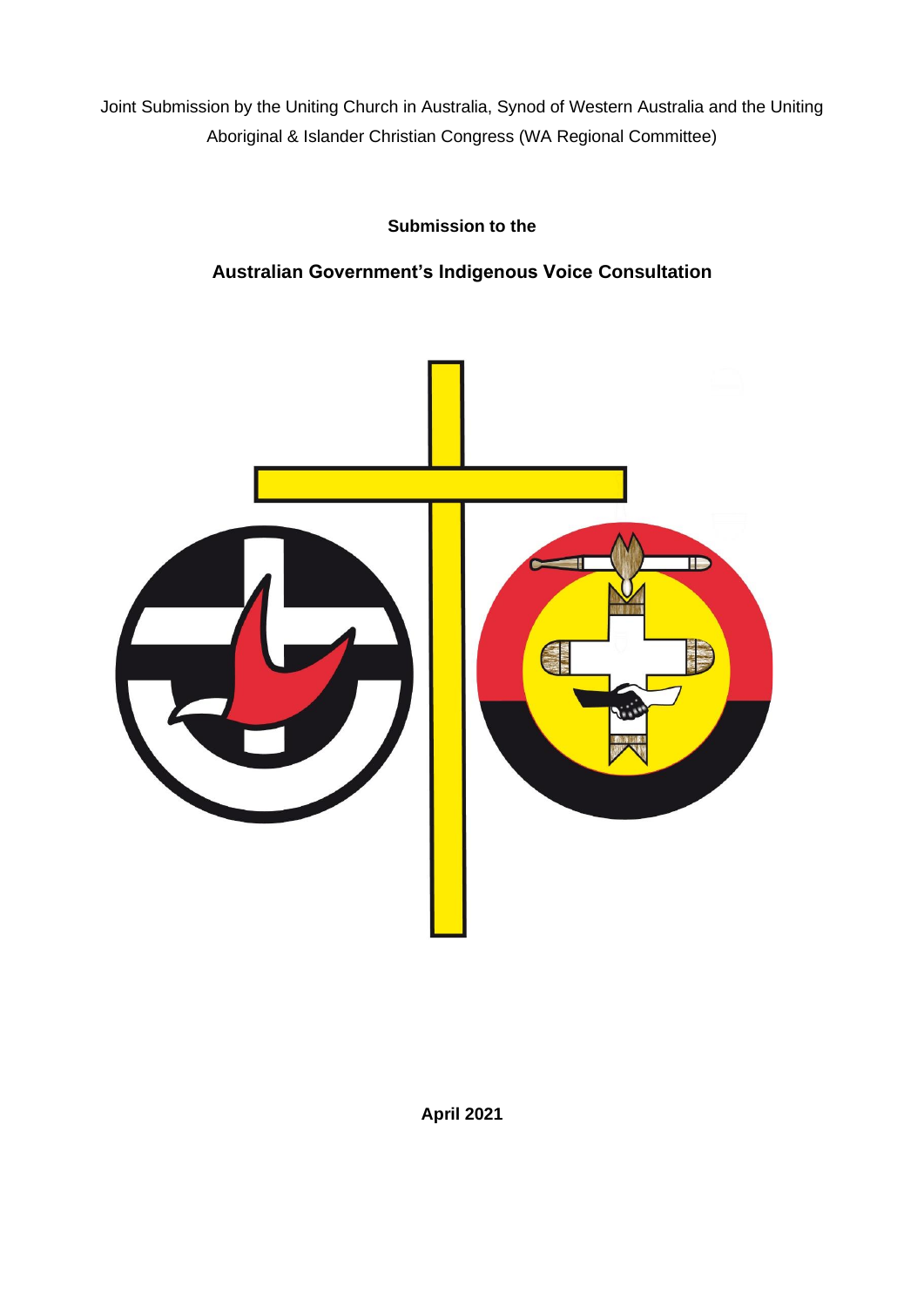Joint Submission by the Uniting Church in Australia, Synod of Western Australia and the Uniting Aboriginal & Islander Christian Congress (WA Regional Committee)

**Submission to the**

# Australian Government's Indigenous Voice Consultation

**April 2021**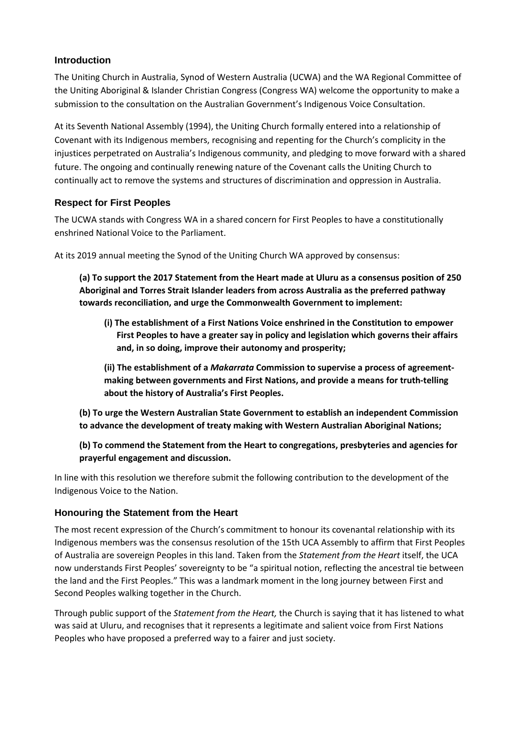## Introduction

The Uniting Church in Australia, Synod of Western Australia (UCWA) and the WA Regional Committee of the Uniting Aboriginal & Islander Christian Congress (Congress WA) welcome the opportunity to make a submission to the consultation on the Australian Government's Indigenous Voice Consultation.

At its Seventh National Assembly (1994), the Uniting Church formally entered into a relationship of Covenant with its Indigenous members, recognising and repenting for the Church's complicity in the injustices perpetrated on Australia's Indigenous community, and pledging to move forward with a shared future. The ongoing and continually renewing nature of the Covenant calls the Uniting Church to continually act to remove the systems and structures of discrimination and oppression in Australia.

## Respect for First Peoples

The UCWA stands with Congress WA in a shared concern for First Peoples to have a constitutionally enshrined National Voice to the Parliament.

At its 2019 annual meeting the Synod of the Uniting Church WA approved by consensus:

> **(a) To support the 2017 Statement from the Heart made at Uluru as a consensus position of 250 Aboriginal and Torres Strait Islander leaders from across Australia as the preferred pathway towards reconciliation, and urge the Commonwealth Government to implement:**
>
> > **(i) The establishment of a First Nations Voice enshrined in the Constitution to empower First Peoples to have a greater say in policy and legislation which governs their affairs and, in so doing, improve their autonomy and prosperity;**
> >
> > **(ii) The establishment of a *Makarrata* Commission to supervise a process of agreement-making between governments and First Nations, and provide a means for truth-telling about the history of Australia's First Peoples.**
>
> **(b) To urge the Western Australian State Government to establish an independent Commission to advance the development of treaty making with Western Australian Aboriginal Nations;**
>
> **(b) To commend the Statement from the Heart to congregations, presbyteries and agencies for prayerful engagement and discussion.**

In line with this resolution we therefore submit the following contribution to the development of the Indigenous Voice to the Nation.

## Honouring the Statement from the Heart

The most recent expression of the Church's commitment to honour its covenantal relationship with its Indigenous members was the consensus resolution of the 15th UCA Assembly to affirm that First Peoples of Australia are sovereign Peoples in this land. Taken from the *Statement from the Heart* itself, the UCA now understands First Peoples' sovereignty to be "a spiritual notion, reflecting the ancestral tie between the land and the First Peoples." This was a landmark moment in the long journey between First and Second Peoples walking together in the Church.

Through public support of the *Statement from the Heart,* the Church is saying that it has listened to what was said at Uluru, and recognises that it represents a legitimate and salient voice from First Nations Peoples who have proposed a preferred way to a fairer and just society.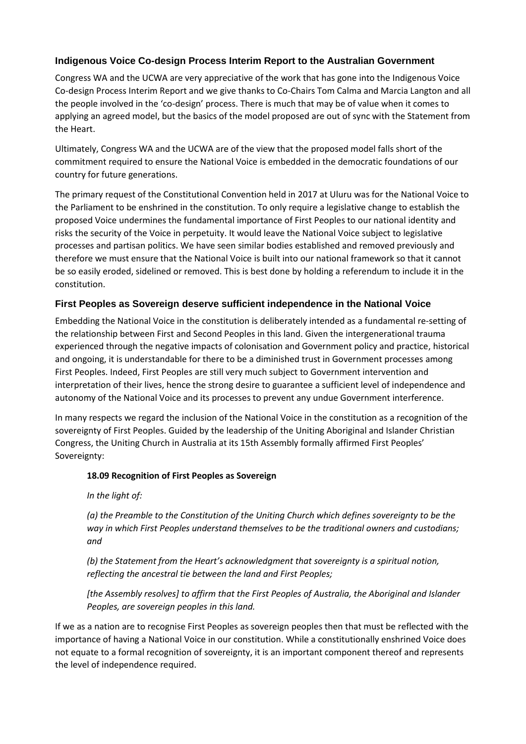## Indigenous Voice Co-design Process Interim Report to the Australian Government

Congress WA and the UCWA are very appreciative of the work that has gone into the Indigenous Voice Co-design Process Interim Report and we give thanks to Co-Chairs Tom Calma and Marcia Langton and all the people involved in the 'co-design' process. There is much that may be of value when it comes to applying an agreed model, but the basics of the model proposed are out of sync with the Statement from the Heart.

Ultimately, Congress WA and the UCWA are of the view that the proposed model falls short of the commitment required to ensure the National Voice is embedded in the democratic foundations of our country for future generations.

The primary request of the Constitutional Convention held in 2017 at Uluru was for the National Voice to the Parliament to be enshrined in the constitution. To only require a legislative change to establish the proposed Voice undermines the fundamental importance of First Peoples to our national identity and risks the security of the Voice in perpetuity. It would leave the National Voice subject to legislative processes and partisan politics. We have seen similar bodies established and removed previously and therefore we must ensure that the National Voice is built into our national framework so that it cannot be so easily eroded, sidelined or removed. This is best done by holding a referendum to include it in the constitution.

## First Peoples as Sovereign deserve sufficient independence in the National Voice

Embedding the National Voice in the constitution is deliberately intended as a fundamental re-setting of the relationship between First and Second Peoples in this land. Given the intergenerational trauma experienced through the negative impacts of colonisation and Government policy and practice, historical and ongoing, it is understandable for there to be a diminished trust in Government processes among First Peoples. Indeed, First Peoples are still very much subject to Government intervention and interpretation of their lives, hence the strong desire to guarantee a sufficient level of independence and autonomy of the National Voice and its processes to prevent any undue Government interference.

In many respects we regard the inclusion of the National Voice in the constitution as a recognition of the sovereignty of First Peoples. Guided by the leadership of the Uniting Aboriginal and Islander Christian Congress, the Uniting Church in Australia at its 15th Assembly formally affirmed First Peoples' Sovereignty:

> **18.09 Recognition of First Peoples as Sovereign**
>
> *In the light of:*
>
> *(a) the Preamble to the Constitution of the Uniting Church which defines sovereignty to be the way in which First Peoples understand themselves to be the traditional owners and custodians; and*
>
> *(b) the Statement from the Heart's acknowledgment that sovereignty is a spiritual notion, reflecting the ancestral tie between the land and First Peoples;*
>
> *[the Assembly resolves] to affirm that the First Peoples of Australia, the Aboriginal and Islander Peoples, are sovereign peoples in this land.*

If we as a nation are to recognise First Peoples as sovereign peoples then that must be reflected with the importance of having a National Voice in our constitution. While a constitutionally enshrined Voice does not equate to a formal recognition of sovereignty, it is an important component thereof and represents the level of independence required.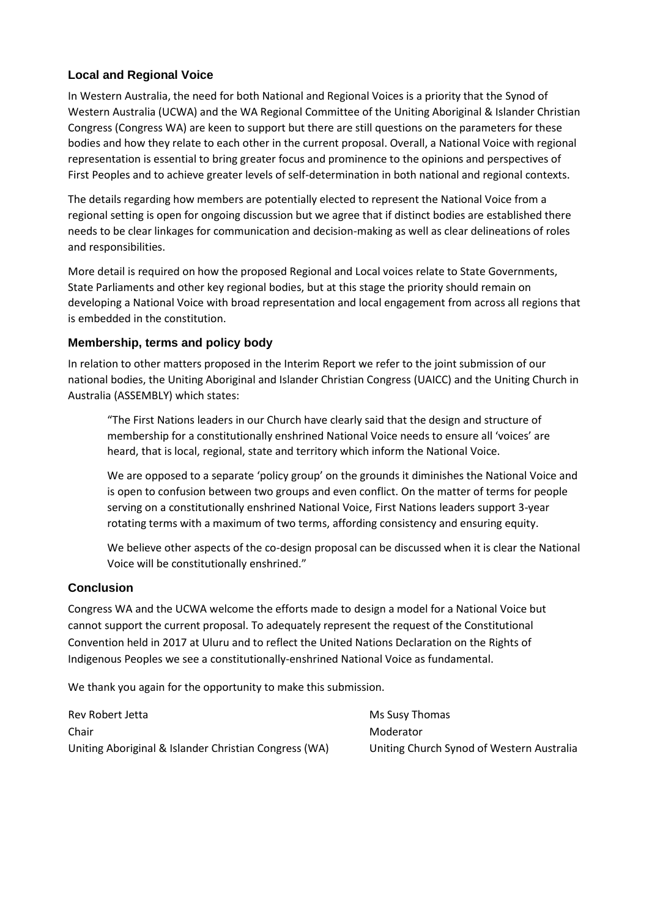## Local and Regional Voice

In Western Australia, the need for both National and Regional Voices is a priority that the Synod of Western Australia (UCWA) and the WA Regional Committee of the Uniting Aboriginal & Islander Christian Congress (Congress WA) are keen to support but there are still questions on the parameters for these bodies and how they relate to each other in the current proposal. Overall, a National Voice with regional representation is essential to bring greater focus and prominence to the opinions and perspectives of First Peoples and to achieve greater levels of self-determination in both national and regional contexts.

The details regarding how members are potentially elected to represent the National Voice from a regional setting is open for ongoing discussion but we agree that if distinct bodies are established there needs to be clear linkages for communication and decision-making as well as clear delineations of roles and responsibilities.

More detail is required on how the proposed Regional and Local voices relate to State Governments, State Parliaments and other key regional bodies, but at this stage the priority should remain on developing a National Voice with broad representation and local engagement from across all regions that is embedded in the constitution.

## Membership, terms and policy body

In relation to other matters proposed in the Interim Report we refer to the joint submission of our national bodies, the Uniting Aboriginal and Islander Christian Congress (UAICC) and the Uniting Church in Australia (ASSEMBLY) which states:

> "The First Nations leaders in our Church have clearly said that the design and structure of membership for a constitutionally enshrined National Voice needs to ensure all 'voices' are heard, that is local, regional, state and territory which inform the National Voice.
>
> We are opposed to a separate 'policy group' on the grounds it diminishes the National Voice and is open to confusion between two groups and even conflict. On the matter of terms for people serving on a constitutionally enshrined National Voice, First Nations leaders support 3-year rotating terms with a maximum of two terms, affording consistency and ensuring equity.
>
> We believe other aspects of the co-design proposal can be discussed when it is clear the National Voice will be constitutionally enshrined."

## Conclusion

Congress WA and the UCWA welcome the efforts made to design a model for a National Voice but cannot support the current proposal. To adequately represent the request of the Constitutional Convention held in 2017 at Uluru and to reflect the United Nations Declaration on the Rights of Indigenous Peoples we see a constitutionally-enshrined National Voice as fundamental.

We thank you again for the opportunity to make this submission.

Rev Robert Jetta
Chair
Uniting Aboriginal & Islander Christian Congress (WA)

Ms Susy Thomas
Moderator
Uniting Church Synod of Western Australia